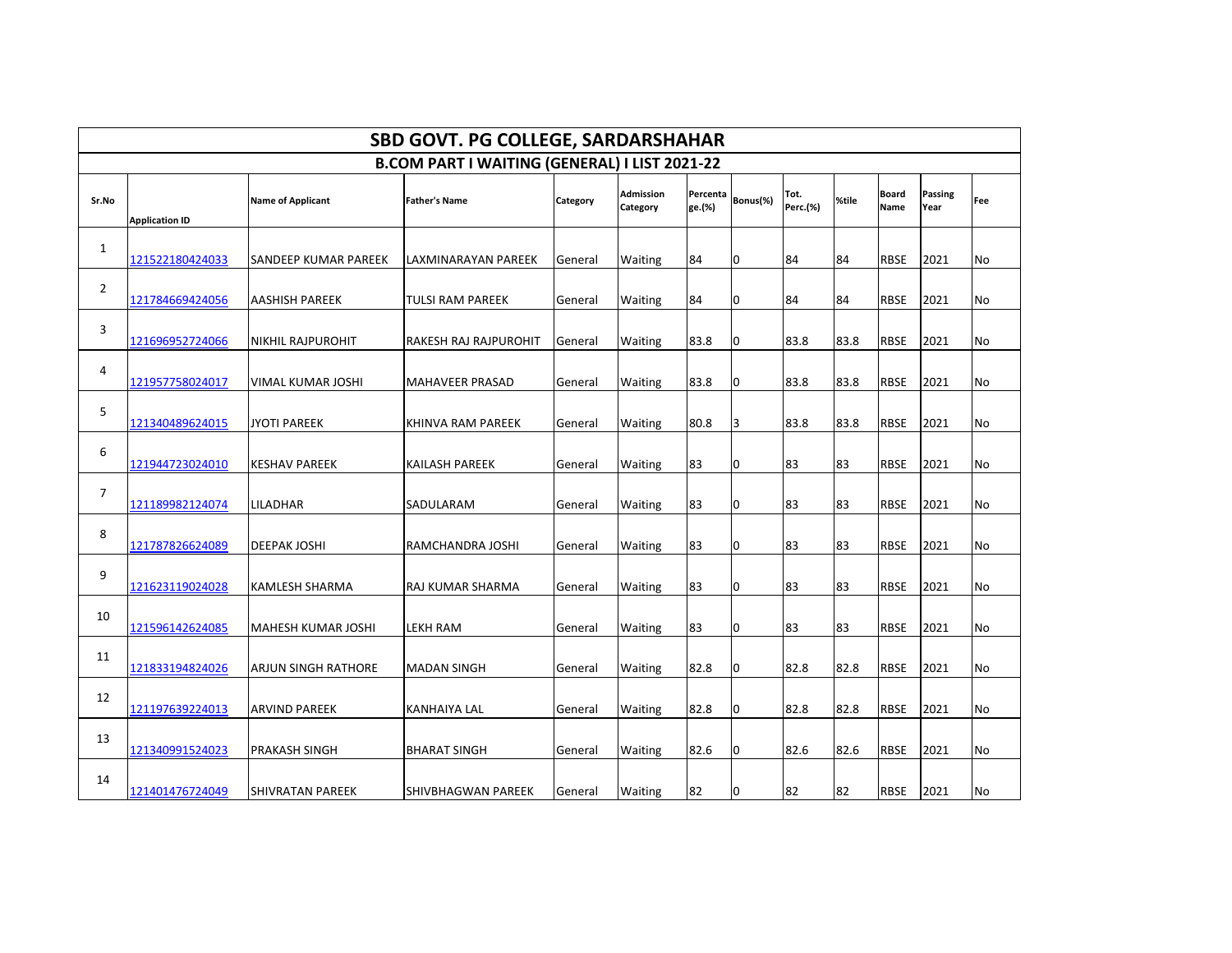# SBD GOVT. PG COLLEGE, SARDARSHAHAR

## B.COM PART I WAITING (GENERAL) I LIST 2021-22

| Sr.No | Application ID | Name of Applicant | Father's Name | Category | Admission Category | Percentage.(%) | Bonus(%) | Tot. Perc.(%) | %tile | Board Name | Passing Year | Fee |
|---|---|---|---|---|---|---|---|---|---|---|---|---|
| 1 | 121522180424033 | SANDEEP KUMAR PAREEK | LAXMINARAYAN PAREEK | General | Waiting | 84 | 0 | 84 | 84 | RBSE | 2021 | No |
| 2 | 121784669424056 | AASHISH PAREEK | TULSI RAM PAREEK | General | Waiting | 84 | 0 | 84 | 84 | RBSE | 2021 | No |
| 3 | 121696952724066 | NIKHIL RAJPUROHIT | RAKESH RAJ RAJPUROHIT | General | Waiting | 83.8 | 0 | 83.8 | 83.8 | RBSE | 2021 | No |
| 4 | 121957758024017 | VIMAL KUMAR JOSHI | MAHAVEER PRASAD | General | Waiting | 83.8 | 0 | 83.8 | 83.8 | RBSE | 2021 | No |
| 5 | 121340489624015 | JYOTI PAREEK | KHINVA RAM PAREEK | General | Waiting | 80.8 | 3 | 83.8 | 83.8 | RBSE | 2021 | No |
| 6 | 121944723024010 | KESHAV PAREEK | KAILASH PAREEK | General | Waiting | 83 | 0 | 83 | 83 | RBSE | 2021 | No |
| 7 | 121189982124074 | LILADHAR | SADULARAM | General | Waiting | 83 | 0 | 83 | 83 | RBSE | 2021 | No |
| 8 | 121787826624089 | DEEPAK JOSHI | RAMCHANDRA JOSHI | General | Waiting | 83 | 0 | 83 | 83 | RBSE | 2021 | No |
| 9 | 121623119024028 | KAMLESH SHARMA | RAJ KUMAR SHARMA | General | Waiting | 83 | 0 | 83 | 83 | RBSE | 2021 | No |
| 10 | 121596142624085 | MAHESH KUMAR JOSHI | LEKH RAM | General | Waiting | 83 | 0 | 83 | 83 | RBSE | 2021 | No |
| 11 | 121833194824026 | ARJUN SINGH RATHORE | MADAN SINGH | General | Waiting | 82.8 | 0 | 82.8 | 82.8 | RBSE | 2021 | No |
| 12 | 121197639224013 | ARVIND PAREEK | KANHAIYA LAL | General | Waiting | 82.8 | 0 | 82.8 | 82.8 | RBSE | 2021 | No |
| 13 | 121340991524023 | PRAKASH SINGH | BHARAT SINGH | General | Waiting | 82.6 | 0 | 82.6 | 82.6 | RBSE | 2021 | No |
| 14 | 121401476724049 | SHIVRATAN PAREEK | SHIVBHAGWAN PAREEK | General | Waiting | 82 | 0 | 82 | 82 | RBSE | 2021 | No |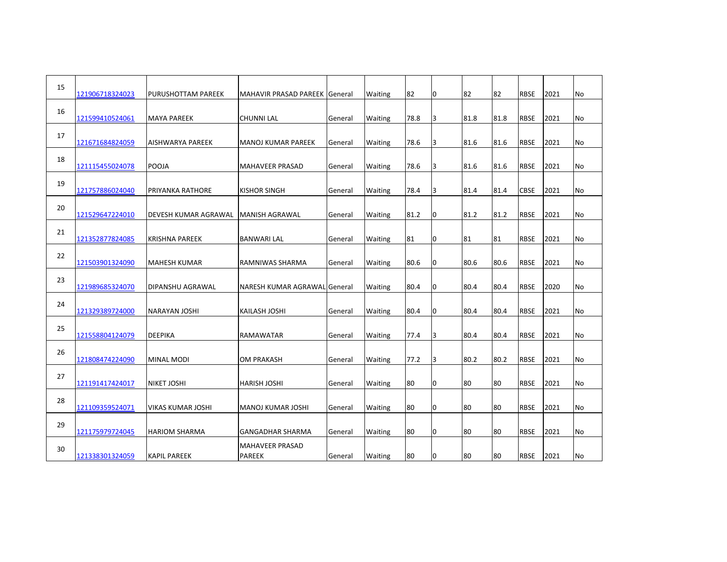| | | | | | | | | | | | | |
|---|---|---|---|---|---|---|---|---|---|---|---|---|
| 15 | 121906718324023 | PURUSHOTTAM PAREEK | MAHAVIR PRASAD PAREEK | General | Waiting | 82 | 0 | 82 | 82 | RBSE | 2021 | No |
| 16 | 121599410524061 | MAYA PAREEK | CHUNNI LAL | General | Waiting | 78.8 | 3 | 81.8 | 81.8 | RBSE | 2021 | No |
| 17 | 121671684824059 | AISHWARYA PAREEK | MANOJ KUMAR PAREEK | General | Waiting | 78.6 | 3 | 81.6 | 81.6 | RBSE | 2021 | No |
| 18 | 121115455024078 | POOJA | MAHAVEER PRASAD | General | Waiting | 78.6 | 3 | 81.6 | 81.6 | RBSE | 2021 | No |
| 19 | 121757886024040 | PRIYANKA RATHORE | KISHOR SINGH | General | Waiting | 78.4 | 3 | 81.4 | 81.4 | CBSE | 2021 | No |
| 20 | 121529647224010 | DEVESH KUMAR AGRAWAL | MANISH AGRAWAL | General | Waiting | 81.2 | 0 | 81.2 | 81.2 | RBSE | 2021 | No |
| 21 | 121352877824085 | KRISHNA PAREEK | BANWARI LAL | General | Waiting | 81 | 0 | 81 | 81 | RBSE | 2021 | No |
| 22 | 121503901324090 | MAHESH KUMAR | RAMNIWAS SHARMA | General | Waiting | 80.6 | 0 | 80.6 | 80.6 | RBSE | 2021 | No |
| 23 | 121989685324070 | DIPANSHU AGRAWAL | NARESH KUMAR AGRAWAL | General | Waiting | 80.4 | 0 | 80.4 | 80.4 | RBSE | 2020 | No |
| 24 | 121329389724000 | NARAYAN JOSHI | KAILASH JOSHI | General | Waiting | 80.4 | 0 | 80.4 | 80.4 | RBSE | 2021 | No |
| 25 | 121558804124079 | DEEPIKA | RAMAWATAR | General | Waiting | 77.4 | 3 | 80.4 | 80.4 | RBSE | 2021 | No |
| 26 | 121808474224090 | MINAL MODI | OM PRAKASH | General | Waiting | 77.2 | 3 | 80.2 | 80.2 | RBSE | 2021 | No |
| 27 | 121191417424017 | NIKET JOSHI | HARISH JOSHI | General | Waiting | 80 | 0 | 80 | 80 | RBSE | 2021 | No |
| 28 | 121109359524071 | VIKAS KUMAR JOSHI | MANOJ KUMAR JOSHI | General | Waiting | 80 | 0 | 80 | 80 | RBSE | 2021 | No |
| 29 | 121175979724045 | HARIOM SHARMA | GANGADHAR SHARMA | General | Waiting | 80 | 0 | 80 | 80 | RBSE | 2021 | No |
| 30 | 121338301324059 | KAPIL PAREEK | MAHAVEER PRASAD PAREEK | General | Waiting | 80 | 0 | 80 | 80 | RBSE | 2021 | No |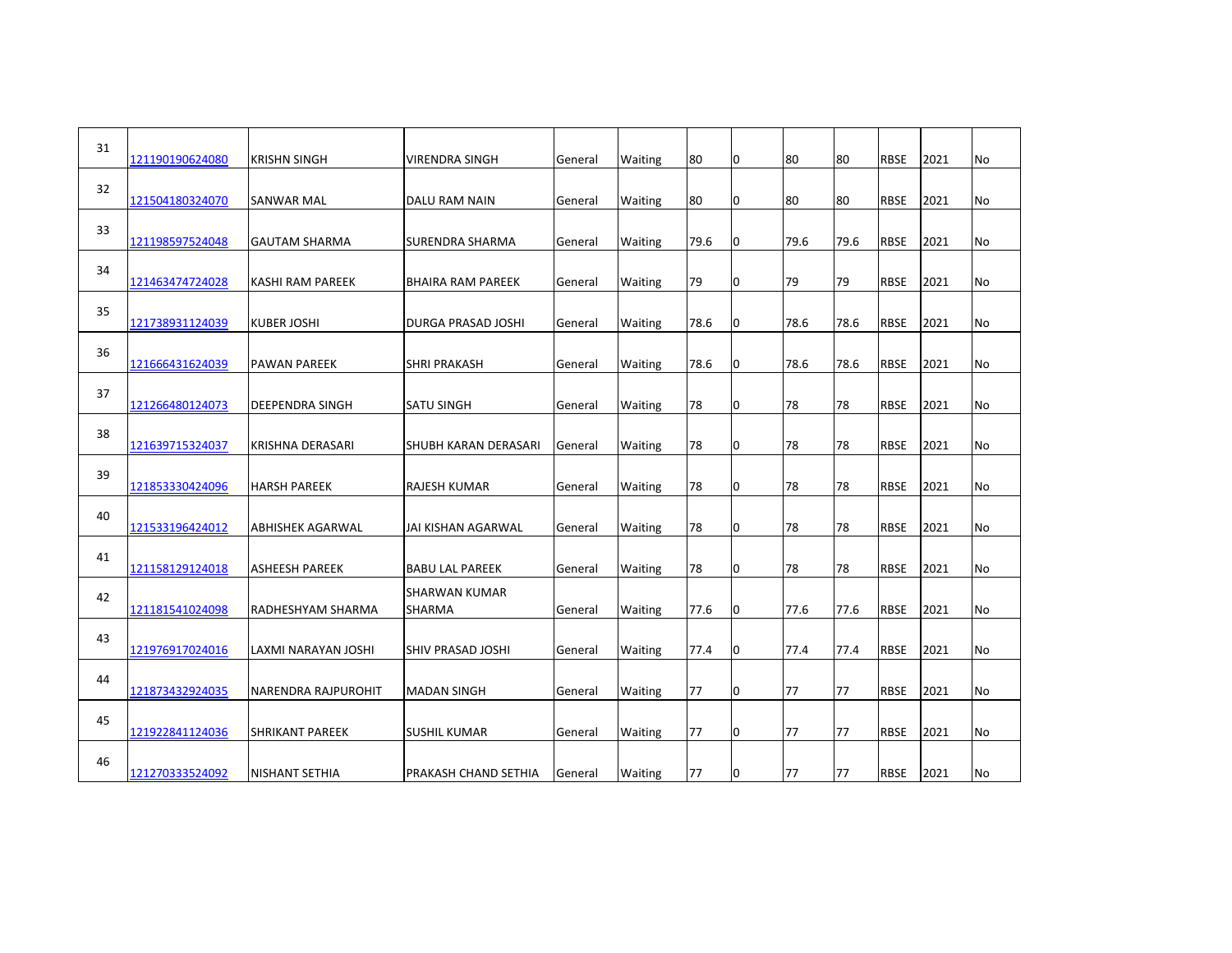| | | | | | | | | | | | | |
|---|---|---|---|---|---|---|---|---|---|---|---|---|
| 31 | 121190190624080 | KRISHN SINGH | VIRENDRA SINGH | General | Waiting | 80 | 0 | 80 | 80 | RBSE | 2021 | No |
| 32 | 121504180324070 | SANWAR MAL | DALU RAM NAIN | General | Waiting | 80 | 0 | 80 | 80 | RBSE | 2021 | No |
| 33 | 121198597524048 | GAUTAM SHARMA | SURENDRA SHARMA | General | Waiting | 79.6 | 0 | 79.6 | 79.6 | RBSE | 2021 | No |
| 34 | 121463474724028 | KASHI RAM PAREEK | BHAIRA RAM PAREEK | General | Waiting | 79 | 0 | 79 | 79 | RBSE | 2021 | No |
| 35 | 121738931124039 | KUBER JOSHI | DURGA PRASAD JOSHI | General | Waiting | 78.6 | 0 | 78.6 | 78.6 | RBSE | 2021 | No |
| 36 | 121666431624039 | PAWAN PAREEK | SHRI PRAKASH | General | Waiting | 78.6 | 0 | 78.6 | 78.6 | RBSE | 2021 | No |
| 37 | 121266480124073 | DEEPENDRA SINGH | SATU SINGH | General | Waiting | 78 | 0 | 78 | 78 | RBSE | 2021 | No |
| 38 | 121639715324037 | KRISHNA DERASARI | SHUBH KARAN DERASARI | General | Waiting | 78 | 0 | 78 | 78 | RBSE | 2021 | No |
| 39 | 121853330424096 | HARSH PAREEK | RAJESH KUMAR | General | Waiting | 78 | 0 | 78 | 78 | RBSE | 2021 | No |
| 40 | 121533196424012 | ABHISHEK AGARWAL | JAI KISHAN AGARWAL | General | Waiting | 78 | 0 | 78 | 78 | RBSE | 2021 | No |
| 41 | 121158129124018 | ASHEESH PAREEK | BABU LAL PAREEK | General | Waiting | 78 | 0 | 78 | 78 | RBSE | 2021 | No |
| 42 | 121181541024098 | RADHESHYAM SHARMA | SHARWAN KUMAR SHARMA | General | Waiting | 77.6 | 0 | 77.6 | 77.6 | RBSE | 2021 | No |
| 43 | 121976917024016 | LAXMI NARAYAN JOSHI | SHIV PRASAD JOSHI | General | Waiting | 77.4 | 0 | 77.4 | 77.4 | RBSE | 2021 | No |
| 44 | 121873432924035 | NARENDRA RAJPUROHIT | MADAN SINGH | General | Waiting | 77 | 0 | 77 | 77 | RBSE | 2021 | No |
| 45 | 121922841124036 | SHRIKANT PAREEK | SUSHIL KUMAR | General | Waiting | 77 | 0 | 77 | 77 | RBSE | 2021 | No |
| 46 | 121270333524092 | NISHANT SETHIA | PRAKASH CHAND SETHIA | General | Waiting | 77 | 0 | 77 | 77 | RBSE | 2021 | No |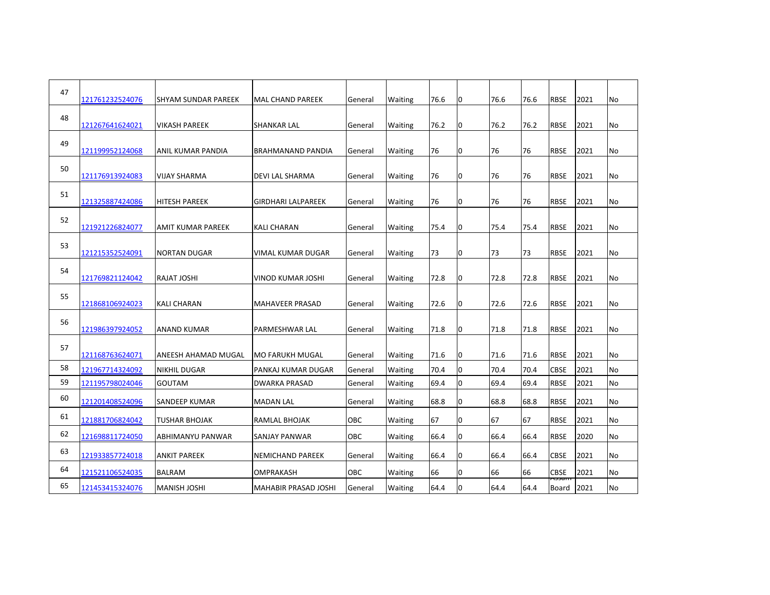| | | | | | | | | | | | | |
|---|---|---|---|---|---|---|---|---|---|---|---|---|
| 47 | 121761232524076 | SHYAM SUNDAR PAREEK | MAL CHAND PAREEK | General | Waiting | 76.6 | 0 | 76.6 | 76.6 | RBSE | 2021 | No |
| 48 | 121267641624021 | VIKASH PAREEK | SHANKAR LAL | General | Waiting | 76.2 | 0 | 76.2 | 76.2 | RBSE | 2021 | No |
| 49 | 121199952124068 | ANIL KUMAR PANDIA | BRAHMANAND PANDIA | General | Waiting | 76 | 0 | 76 | 76 | RBSE | 2021 | No |
| 50 | 121176913924083 | VIJAY SHARMA | DEVI LAL SHARMA | General | Waiting | 76 | 0 | 76 | 76 | RBSE | 2021 | No |
| 51 | 121325887424086 | HITESH PAREEK | GIRDHARI LALPAREEK | General | Waiting | 76 | 0 | 76 | 76 | RBSE | 2021 | No |
| 52 | 121921226824077 | AMIT KUMAR PAREEK | KALI CHARAN | General | Waiting | 75.4 | 0 | 75.4 | 75.4 | RBSE | 2021 | No |
| 53 | 121215352524091 | NORTAN DUGAR | VIMAL KUMAR DUGAR | General | Waiting | 73 | 0 | 73 | 73 | RBSE | 2021 | No |
| 54 | 121769821124042 | RAJAT JOSHI | VINOD KUMAR JOSHI | General | Waiting | 72.8 | 0 | 72.8 | 72.8 | RBSE | 2021 | No |
| 55 | 121868106924023 | KALI CHARAN | MAHAVEER PRASAD | General | Waiting | 72.6 | 0 | 72.6 | 72.6 | RBSE | 2021 | No |
| 56 | 121986397924052 | ANAND KUMAR | PARMESHWAR LAL | General | Waiting | 71.8 | 0 | 71.8 | 71.8 | RBSE | 2021 | No |
| 57 | 121168763624071 | ANEESH AHAMAD MUGAL | MO FARUKH MUGAL | General | Waiting | 71.6 | 0 | 71.6 | 71.6 | RBSE | 2021 | No |
| 58 | 121967714324092 | NIKHIL DUGAR | PANKAJ KUMAR DUGAR | General | Waiting | 70.4 | 0 | 70.4 | 70.4 | CBSE | 2021 | No |
| 59 | 121195798024046 | GOUTAM | DWARKA PRASAD | General | Waiting | 69.4 | 0 | 69.4 | 69.4 | RBSE | 2021 | No |
| 60 | 121201408524096 | SANDEEP KUMAR | MADAN LAL | General | Waiting | 68.8 | 0 | 68.8 | 68.8 | RBSE | 2021 | No |
| 61 | 121881706824042 | TUSHAR BHOJAK | RAMLAL BHOJAK | OBC | Waiting | 67 | 0 | 67 | 67 | RBSE | 2021 | No |
| 62 | 121698811724050 | ABHIMANYU PANWAR | SANJAY PANWAR | OBC | Waiting | 66.4 | 0 | 66.4 | 66.4 | RBSE | 2020 | No |
| 63 | 121933857724018 | ANKIT PAREEK | NEMICHAND PAREEK | General | Waiting | 66.4 | 0 | 66.4 | 66.4 | CBSE | 2021 | No |
| 64 | 121521106524035 | BALRAM | OMPRAKASH | OBC | Waiting | 66 | 0 | 66 | 66 | CBSE | 2021 | No |
| 65 | 121453415324076 | MANISH JOSHI | MAHABIR PRASAD JOSHI | General | Waiting | 64.4 | 0 | 64.4 | 64.4 | Assam Board | 2021 | No |